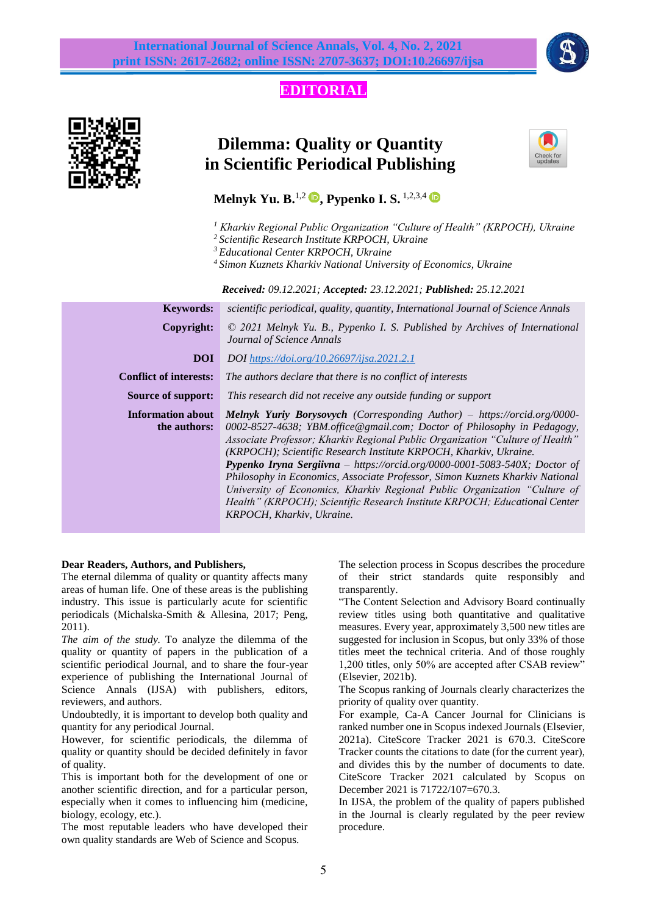**EDITORIAL**

# Dilemma: Quality or Quantity in Scientific Periodical Publishing

**Melnyk Yu. B.**[1,2], **Pypenko I. S.** [1,2,3,4]

*[1] Kharkiv Regional Public Organization "Culture of Health" (KRPOCH), Ukraine*
*[2] Scientific Research Institute KRPOCH, Ukraine*
*[3] Educational Center KRPOCH, Ukraine*
*[4] Simon Kuznets Kharkiv National University of Economics, Ukraine*

***Received:** 09.12.2021; **Accepted:** 23.12.2021; **Published:** 25.12.2021*

| | |
|---|---|
| **Keywords:** | *scientific periodical, quality, quantity, International Journal of Science Annals* |
| **Copyright:** | *© 2021 Melnyk Yu. B., Pypenko I. S. Published by Archives of International Journal of Science Annals* |
| **DOI** | *DOI https://doi.org/10.26697/ijsa.2021.2.1* |
| **Conflict of interests:** | *The authors declare that there is no conflict of interests* |
| **Source of support:** | *This research did not receive any outside funding or support* |
| **Information about the authors:** | ***Melnyk Yuriy Borysovych** (Corresponding Author) – https://orcid.org/0000-0002-8527-4638; YBM.office@gmail.com; Doctor of Philosophy in Pedagogy, Associate Professor; Kharkiv Regional Public Organization "Culture of Health" (KRPOCH); Scientific Research Institute KRPOCH, Kharkiv, Ukraine.* ***Pypenko Iryna Sergiivna** – https://orcid.org/0000-0001-5083-540X; Doctor of Philosophy in Economics, Associate Professor, Simon Kuznets Kharkiv National University of Economics, Kharkiv Regional Public Organization "Culture of Health" (KRPOCH); Scientific Research Institute KRPOCH; Educational Center KRPOCH, Kharkiv, Ukraine.* |

**Dear Readers, Authors, and Publishers,**

The eternal dilemma of quality or quantity affects many areas of human life. One of these areas is the publishing industry. This issue is particularly acute for scientific periodicals (Michalska-Smith & Allesina, 2017; Peng, 2011).

*The aim of the study.* To analyze the dilemma of the quality or quantity of papers in the publication of a scientific periodical Journal, and to share the four-year experience of publishing the International Journal of Science Annals (IJSA) with publishers, editors, reviewers, and authors.

Undoubtedly, it is important to develop both quality and quantity for any periodical Journal.

However, for scientific periodicals, the dilemma of quality or quantity should be decided definitely in favor of quality.

This is important both for the development of one or another scientific direction, and for a particular person, especially when it comes to influencing him (medicine, biology, ecology, etc.).

The most reputable leaders who have developed their own quality standards are Web of Science and Scopus.

The selection process in Scopus describes the procedure of their strict standards quite responsibly and transparently.

"The Content Selection and Advisory Board continually review titles using both quantitative and qualitative measures. Every year, approximately 3,500 new titles are suggested for inclusion in Scopus, but only 33% of those titles meet the technical criteria. And of those roughly 1,200 titles, only 50% are accepted after CSAB review" (Elsevier, 2021b).

The Scopus ranking of Journals clearly characterizes the priority of quality over quantity.

For example, Ca-A Cancer Journal for Clinicians is ranked number one in Scopus indexed Journals (Elsevier, 2021a). CiteScore Tracker 2021 is 670.3. CiteScore Tracker counts the citations to date (for the current year), and divides this by the number of documents to date. CiteScore Tracker 2021 calculated by Scopus on December 2021 is 71722/107=670.3.

In IJSA, the problem of the quality of papers published in the Journal is clearly regulated by the peer review procedure.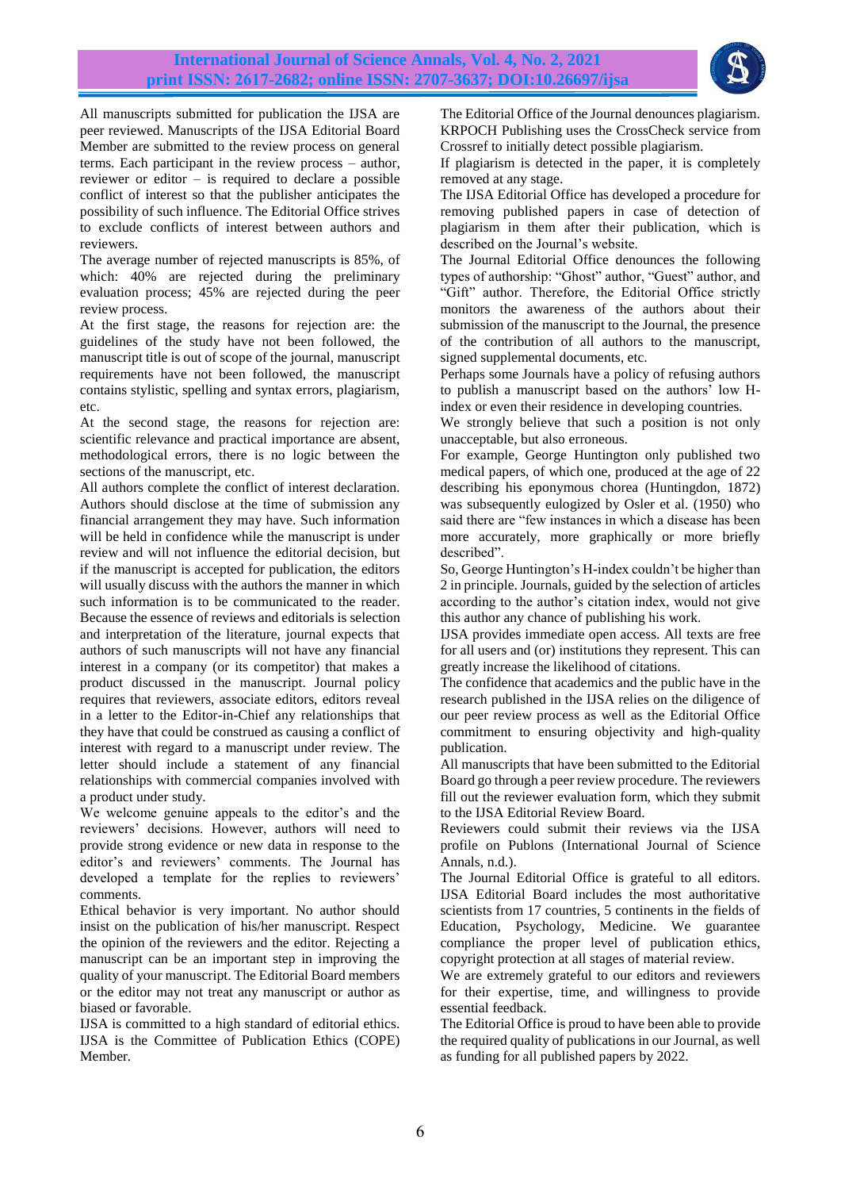All manuscripts submitted for publication the IJSA are peer reviewed. Manuscripts of the IJSA Editorial Board Member are submitted to the review process on general terms. Each participant in the review process – author, reviewer or editor – is required to declare a possible conflict of interest so that the publisher anticipates the possibility of such influence. The Editorial Office strives to exclude conflicts of interest between authors and reviewers.

The average number of rejected manuscripts is 85%, of which: 40% are rejected during the preliminary evaluation process; 45% are rejected during the peer review process.

At the first stage, the reasons for rejection are: the guidelines of the study have not been followed, the manuscript title is out of scope of the journal, manuscript requirements have not been followed, the manuscript contains stylistic, spelling and syntax errors, plagiarism, etc.

At the second stage, the reasons for rejection are: scientific relevance and practical importance are absent, methodological errors, there is no logic between the sections of the manuscript, etc.

All authors complete the conflict of interest declaration. Authors should disclose at the time of submission any financial arrangement they may have. Such information will be held in confidence while the manuscript is under review and will not influence the editorial decision, but if the manuscript is accepted for publication, the editors will usually discuss with the authors the manner in which such information is to be communicated to the reader. Because the essence of reviews and editorials is selection and interpretation of the literature, journal expects that authors of such manuscripts will not have any financial interest in a company (or its competitor) that makes a product discussed in the manuscript. Journal policy requires that reviewers, associate editors, editors reveal in a letter to the Editor-in-Chief any relationships that they have that could be construed as causing a conflict of interest with regard to a manuscript under review. The letter should include a statement of any financial relationships with commercial companies involved with a product under study.

We welcome genuine appeals to the editor's and the reviewers' decisions. However, authors will need to provide strong evidence or new data in response to the editor's and reviewers' comments. The Journal has developed a template for the replies to reviewers' comments.

Ethical behavior is very important. No author should insist on the publication of his/her manuscript. Respect the opinion of the reviewers and the editor. Rejecting a manuscript can be an important step in improving the quality of your manuscript. The Editorial Board members or the editor may not treat any manuscript or author as biased or favorable.

IJSA is committed to a high standard of editorial ethics. IJSA is the Committee of Publication Ethics (COPE) Member.

The Editorial Office of the Journal denounces plagiarism. KRPOCH Publishing uses the CrossCheck service from Crossref to initially detect possible plagiarism.

If plagiarism is detected in the paper, it is completely removed at any stage.

The IJSA Editorial Office has developed a procedure for removing published papers in case of detection of plagiarism in them after their publication, which is described on the Journal's website.

The Journal Editorial Office denounces the following types of authorship: "Ghost" author, "Guest" author, and "Gift" author. Therefore, the Editorial Office strictly monitors the awareness of the authors about their submission of the manuscript to the Journal, the presence of the contribution of all authors to the manuscript, signed supplemental documents, etc.

Perhaps some Journals have a policy of refusing authors to publish a manuscript based on the authors' low H-index or even their residence in developing countries.

We strongly believe that such a position is not only unacceptable, but also erroneous.

For example, George Huntington only published two medical papers, of which one, produced at the age of 22 describing his eponymous chorea (Huntingdon, 1872) was subsequently eulogized by Osler et al. (1950) who said there are "few instances in which a disease has been more accurately, more graphically or more briefly described".

So, George Huntington's H-index couldn't be higher than 2 in principle. Journals, guided by the selection of articles according to the author's citation index, would not give this author any chance of publishing his work.

IJSA provides immediate open access. All texts are free for all users and (or) institutions they represent. This can greatly increase the likelihood of citations.

The confidence that academics and the public have in the research published in the IJSA relies on the diligence of our peer review process as well as the Editorial Office commitment to ensuring objectivity and high-quality publication.

All manuscripts that have been submitted to the Editorial Board go through a peer review procedure. The reviewers fill out the reviewer evaluation form, which they submit to the IJSA Editorial Review Board.

Reviewers could submit their reviews via the IJSA profile on Publons (International Journal of Science Annals, n.d.).

The Journal Editorial Office is grateful to all editors. IJSA Editorial Board includes the most authoritative scientists from 17 countries, 5 continents in the fields of Education, Psychology, Medicine. We guarantee compliance the proper level of publication ethics, copyright protection at all stages of material review.

We are extremely grateful to our editors and reviewers for their expertise, time, and willingness to provide essential feedback.

The Editorial Office is proud to have been able to provide the required quality of publications in our Journal, as well as funding for all published papers by 2022.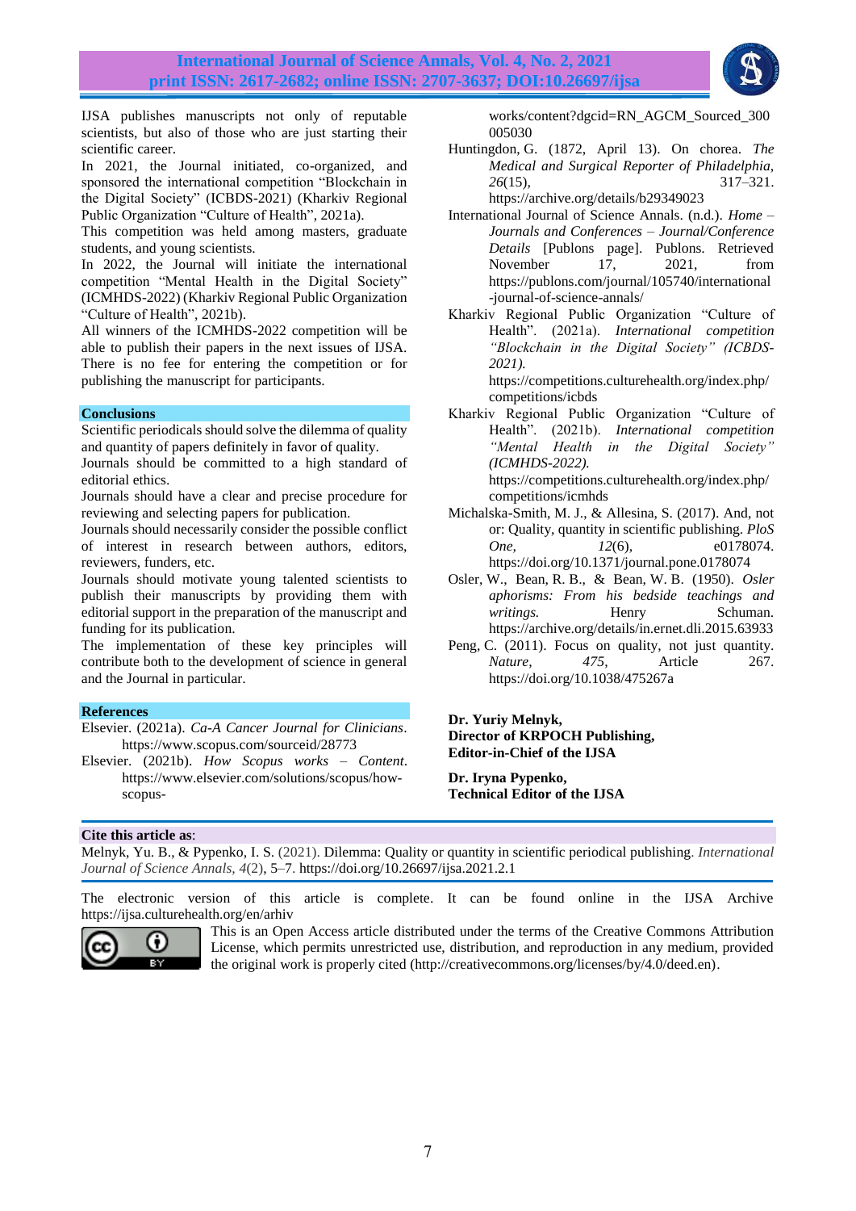IJSA publishes manuscripts not only of reputable scientists, but also of those who are just starting their scientific career.

In 2021, the Journal initiated, co-organized, and sponsored the international competition "Blockchain in the Digital Society" (ICBDS-2021) (Kharkiv Regional Public Organization "Culture of Health", 2021a).

This competition was held among masters, graduate students, and young scientists.

In 2022, the Journal will initiate the international competition "Mental Health in the Digital Society" (ICMHDS-2022) (Kharkiv Regional Public Organization "Culture of Health", 2021b).

All winners of the ICMHDS-2022 competition will be able to publish their papers in the next issues of IJSA. There is no fee for entering the competition or for publishing the manuscript for participants.

## Conclusions

Scientific periodicals should solve the dilemma of quality and quantity of papers definitely in favor of quality.

Journals should be committed to a high standard of editorial ethics.

Journals should have a clear and precise procedure for reviewing and selecting papers for publication.

Journals should necessarily consider the possible conflict of interest in research between authors, editors, reviewers, funders, etc.

Journals should motivate young talented scientists to publish their manuscripts by providing them with editorial support in the preparation of the manuscript and funding for its publication.

The implementation of these key principles will contribute both to the development of science in general and the Journal in particular.

## References

Elsevier. (2021a). *Ca-A Cancer Journal for Clinicians*. https://www.scopus.com/sourceid/28773

Elsevier. (2021b). *How Scopus works – Content*. https://www.elsevier.com/solutions/scopus/how-scopus-works/content?dgcid=RN_AGCM_Sourced_300005030

Huntingdon, G. (1872, April 13). On chorea. *The Medical and Surgical Reporter of Philadelphia, 26*(15), 317–321. https://archive.org/details/b29349023

International Journal of Science Annals. (n.d.). *Home – Journals and Conferences – Journal/Conference Details* [Publons page]. Publons. Retrieved November 17, 2021, from https://publons.com/journal/105740/international-journal-of-science-annals/

Kharkiv Regional Public Organization "Culture of Health". (2021a). *International competition "Blockchain in the Digital Society" (ICBDS-2021).* https://competitions.culturehealth.org/index.php/competitions/icbds

Kharkiv Regional Public Organization "Culture of Health". (2021b). *International competition "Mental Health in the Digital Society" (ICMHDS-2022).* https://competitions.culturehealth.org/index.php/competitions/icmhds

Michalska-Smith, M. J., & Allesina, S. (2017). And, not or: Quality, quantity in scientific publishing. *PloS One, 12*(6), e0178074. https://doi.org/10.1371/journal.pone.0178074

Osler, W., Bean, R. B., & Bean, W. B. (1950). *Osler aphorisms: From his bedside teachings and writings.* Henry Schuman. https://archive.org/details/in.ernet.dli.2015.63933

Peng, C. (2011). Focus on quality, not just quantity. *Nature, 475,* Article 267. https://doi.org/10.1038/475267a

**Dr. Yuriy Melnyk,**
**Director of KRPOCH Publishing,**
**Editor-in-Chief of the IJSA**

**Dr. Iryna Pypenko,**
**Technical Editor of the IJSA**

**Cite this article as**:

Melnyk, Yu. B., & Pypenko, I. S. (2021). Dilemma: Quality or quantity in scientific periodical publishing. *International Journal of Science Annals, 4*(2), 5–7. https://doi.org/10.26697/ijsa.2021.2.1

The electronic version of this article is complete. It can be found online in the IJSA Archive https://ijsa.culturehealth.org/en/arhiv

This is an Open Access article distributed under the terms of the Creative Commons Attribution License, which permits unrestricted use, distribution, and reproduction in any medium, provided the original work is properly cited (http://creativecommons.org/licenses/by/4.0/deed.en).